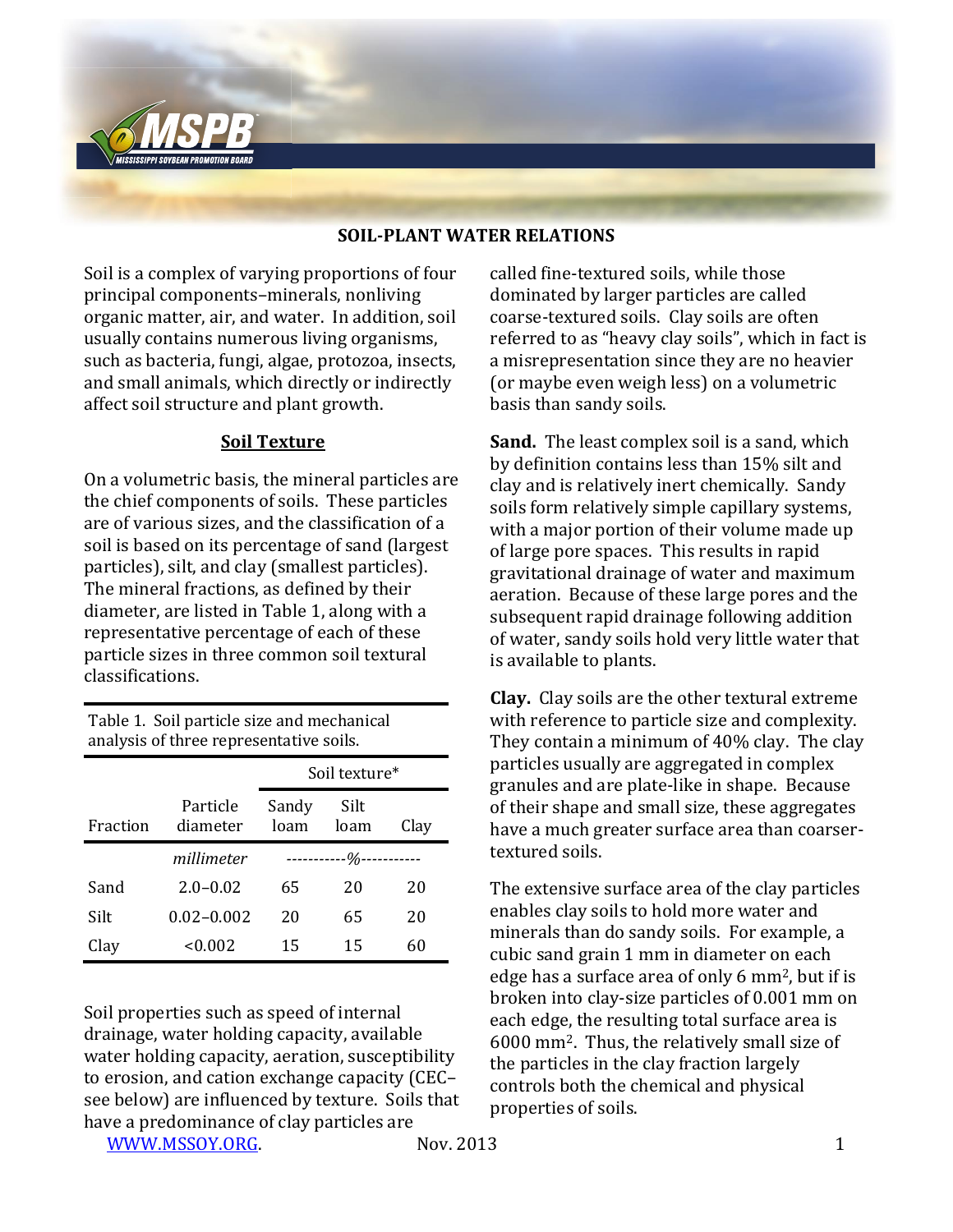# SOIL-PLANT WATER RELATIONS

Soil is a complex of varying proportions of four principal components–minerals, nonliving organic matter, air, and water. In addition, soil usually contains numerous living organisms, such as bacteria, fungi, algae, protozoa, insects, and small animals, which directly or indirectly affect soil structure and plant growth.

## Soil Texture

On a volumetric basis, the mineral particles are the chief components of soils. These particles are of various sizes, and the classification of a soil is based on its percentage of sand (largest particles), silt, and clay (smallest particles). The mineral fractions, as defined by their diameter, are listed in Table 1, along with a representative percentage of each of these particle sizes in three common soil textural classifications.

Table 1. Soil particle size and mechanical analysis of three representative soils.

| | | Soil texture* | | |
|---|---|---|---|---|
| Fraction | Particle diameter | Sandy loam | Silt loam | Clay |
| | *millimeter* | -----------%----------- | | |
| Sand | 2.0–0.02 | 65 | 20 | 20 |
| Silt | 0.02–0.002 | 20 | 65 | 20 |
| Clay | <0.002 | 15 | 15 | 60 |

Soil properties such as speed of internal drainage, water holding capacity, available water holding capacity, aeration, susceptibility to erosion, and cation exchange capacity (CEC–see below) are influenced by texture. Soils that have a predominance of clay particles are called fine-textured soils, while those dominated by larger particles are called coarse-textured soils. Clay soils are often referred to as "heavy clay soils", which in fact is a misrepresentation since they are no heavier (or maybe even weigh less) on a volumetric basis than sandy soils.

**Sand.** The least complex soil is a sand, which by definition contains less than 15% silt and clay and is relatively inert chemically. Sandy soils form relatively simple capillary systems, with a major portion of their volume made up of large pore spaces. This results in rapid gravitational drainage of water and maximum aeration. Because of these large pores and the subsequent rapid drainage following addition of water, sandy soils hold very little water that is available to plants.

**Clay.** Clay soils are the other textural extreme with reference to particle size and complexity. They contain a minimum of 40% clay. The clay particles usually are aggregated in complex granules and are plate-like in shape. Because of their shape and small size, these aggregates have a much greater surface area than coarser-textured soils.

The extensive surface area of the clay particles enables clay soils to hold more water and minerals than do sandy soils. For example, a cubic sand grain 1 mm in diameter on each edge has a surface area of only 6 $mm^2$, but if is broken into clay-size particles of 0.001 mm on each edge, the resulting total surface area is 6000 $mm^2$. Thus, the relatively small size of the particles in the clay fraction largely controls both the chemical and physical properties of soils.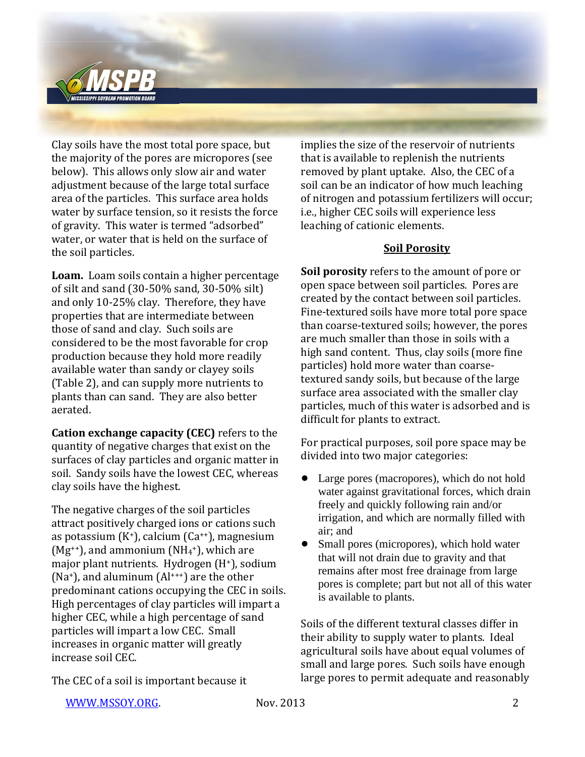Clay soils have the most total pore space, but the majority of the pores are micropores (see below). This allows only slow air and water adjustment because of the large total surface area of the particles. This surface area holds water by surface tension, so it resists the force of gravity. This water is termed "adsorbed" water, or water that is held on the surface of the soil particles.

**Loam.** Loam soils contain a higher percentage of silt and sand (30-50% sand, 30-50% silt) and only 10-25% clay. Therefore, they have properties that are intermediate between those of sand and clay. Such soils are considered to be the most favorable for crop production because they hold more readily available water than sandy or clayey soils (Table 2), and can supply more nutrients to plants than can sand. They are also better aerated.

**Cation exchange capacity (CEC)** refers to the quantity of negative charges that exist on the surfaces of clay particles and organic matter in soil. Sandy soils have the lowest CEC, whereas clay soils have the highest.

The negative charges of the soil particles attract positively charged ions or cations such as potassium ($K^{+}$), calcium ($Ca^{++}$), magnesium ($Mg^{++}$), and ammonium ($NH_4^{+}$), which are major plant nutrients. Hydrogen ($H^{+}$), sodium ($Na^{+}$), and aluminum ($Al^{+++}$) are the other predominant cations occupying the CEC in soils. High percentages of clay particles will impart a higher CEC, while a high percentage of sand particles will impart a low CEC. Small increases in organic matter will greatly increase soil CEC.

The CEC of a soil is important because it implies the size of the reservoir of nutrients that is available to replenish the nutrients removed by plant uptake. Also, the CEC of a soil can be an indicator of how much leaching of nitrogen and potassium fertilizers will occur; i.e., higher CEC soils will experience less leaching of cationic elements.

## Soil Porosity

**Soil porosity** refers to the amount of pore or open space between soil particles. Pores are created by the contact between soil particles. Fine-textured soils have more total pore space than coarse-textured soils; however, the pores are much smaller than those in soils with a high sand content. Thus, clay soils (more fine particles) hold more water than coarse-textured sandy soils, but because of the large surface area associated with the smaller clay particles, much of this water is adsorbed and is difficult for plants to extract.

For practical purposes, soil pore space may be divided into two major categories:

- Large pores (macropores), which do not hold water against gravitational forces, which drain freely and quickly following rain and/or irrigation, and which are normally filled with air; and
- Small pores (micropores), which hold water that will not drain due to gravity and that remains after most free drainage from large pores is complete; part but not all of this water is available to plants.

Soils of the different textural classes differ in their ability to supply water to plants. Ideal agricultural soils have about equal volumes of small and large pores. Such soils have enough large pores to permit adequate and reasonably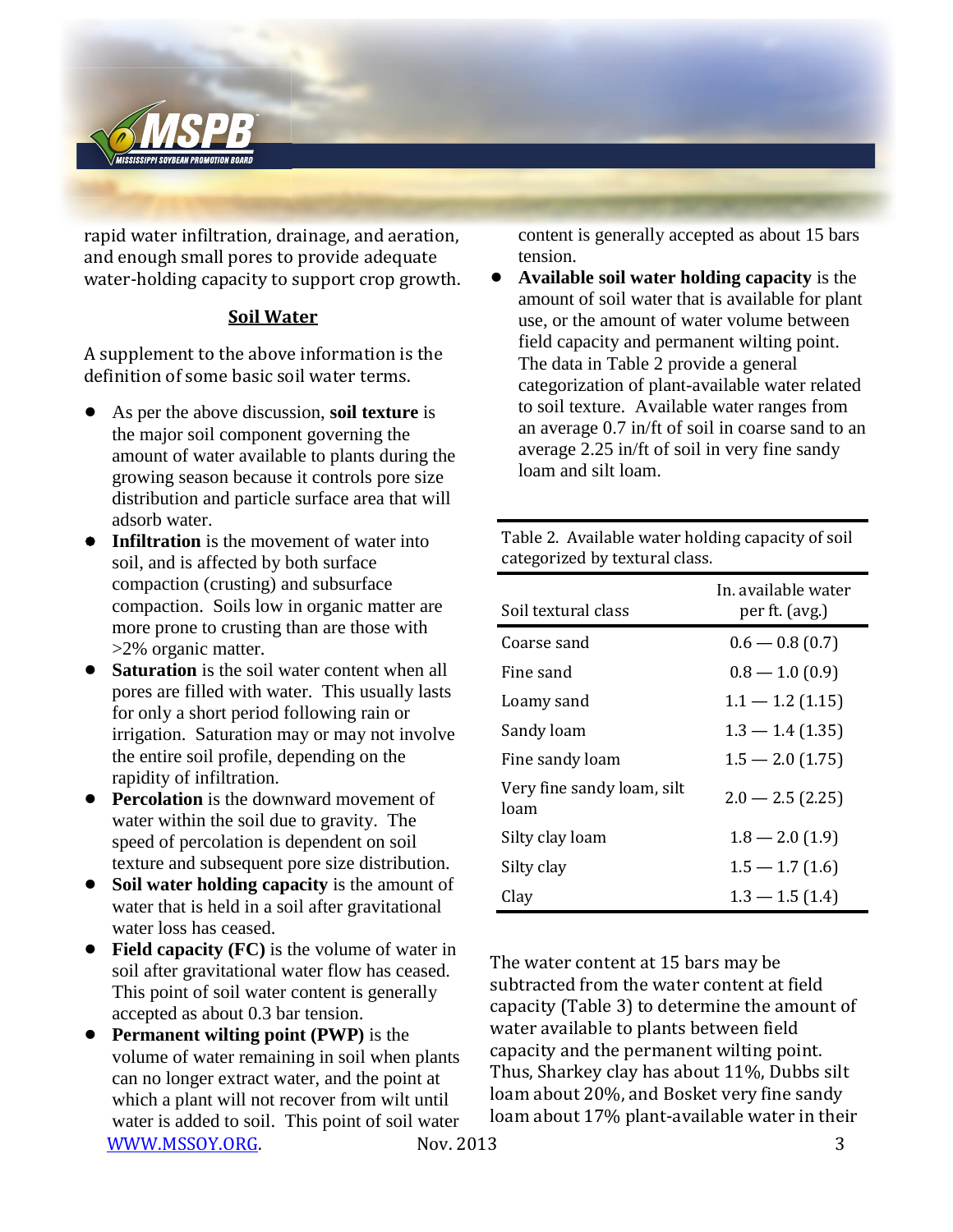rapid water infiltration, drainage, and aeration, and enough small pores to provide adequate water-holding capacity to support crop growth.

## Soil Water

A supplement to the above information is the definition of some basic soil water terms.

- As per the above discussion, **soil texture** is the major soil component governing the amount of water available to plants during the growing season because it controls pore size distribution and particle surface area that will adsorb water.
- **Infiltration** is the movement of water into soil, and is affected by both surface compaction (crusting) and subsurface compaction. Soils low in organic matter are more prone to crusting than are those with >2% organic matter.
- **Saturation** is the soil water content when all pores are filled with water. This usually lasts for only a short period following rain or irrigation. Saturation may or may not involve the entire soil profile, depending on the rapidity of infiltration.
- **Percolation** is the downward movement of water within the soil due to gravity. The speed of percolation is dependent on soil texture and subsequent pore size distribution.
- **Soil water holding capacity** is the amount of water that is held in a soil after gravitational water loss has ceased.
- **Field capacity (FC)** is the volume of water in soil after gravitational water flow has ceased. This point of soil water content is generally accepted as about 0.3 bar tension.
- **Permanent wilting point (PWP)** is the volume of water remaining in soil when plants can no longer extract water, and the point at which a plant will not recover from wilt until water is added to soil. This point of soil water content is generally accepted as about 15 bars tension.
- **Available soil water holding capacity** is the amount of soil water that is available for plant use, or the amount of water volume between field capacity and permanent wilting point. The data in Table 2 provide a general categorization of plant-available water related to soil texture. Available water ranges from an average 0.7 in/ft of soil in coarse sand to an average 2.25 in/ft of soil in very fine sandy loam and silt loam.

Table 2. Available water holding capacity of soil categorized by textural class.

| Soil textural class | In. available water per ft. (avg.) |
|---|---|
| Coarse sand | 0.6 — 0.8 (0.7) |
| Fine sand | 0.8 — 1.0 (0.9) |
| Loamy sand | 1.1 — 1.2 (1.15) |
| Sandy loam | 1.3 — 1.4 (1.35) |
| Fine sandy loam | 1.5 — 2.0 (1.75) |
| Very fine sandy loam, silt loam | 2.0 — 2.5 (2.25) |
| Silty clay loam | 1.8 — 2.0 (1.9) |
| Silty clay | 1.5 — 1.7 (1.6) |
| Clay | 1.3 — 1.5 (1.4) |

The water content at 15 bars may be subtracted from the water content at field capacity (Table 3) to determine the amount of water available to plants between field capacity and the permanent wilting point. Thus, Sharkey clay has about 11%, Dubbs silt loam about 20%, and Bosket very fine sandy loam about 17% plant-available water in their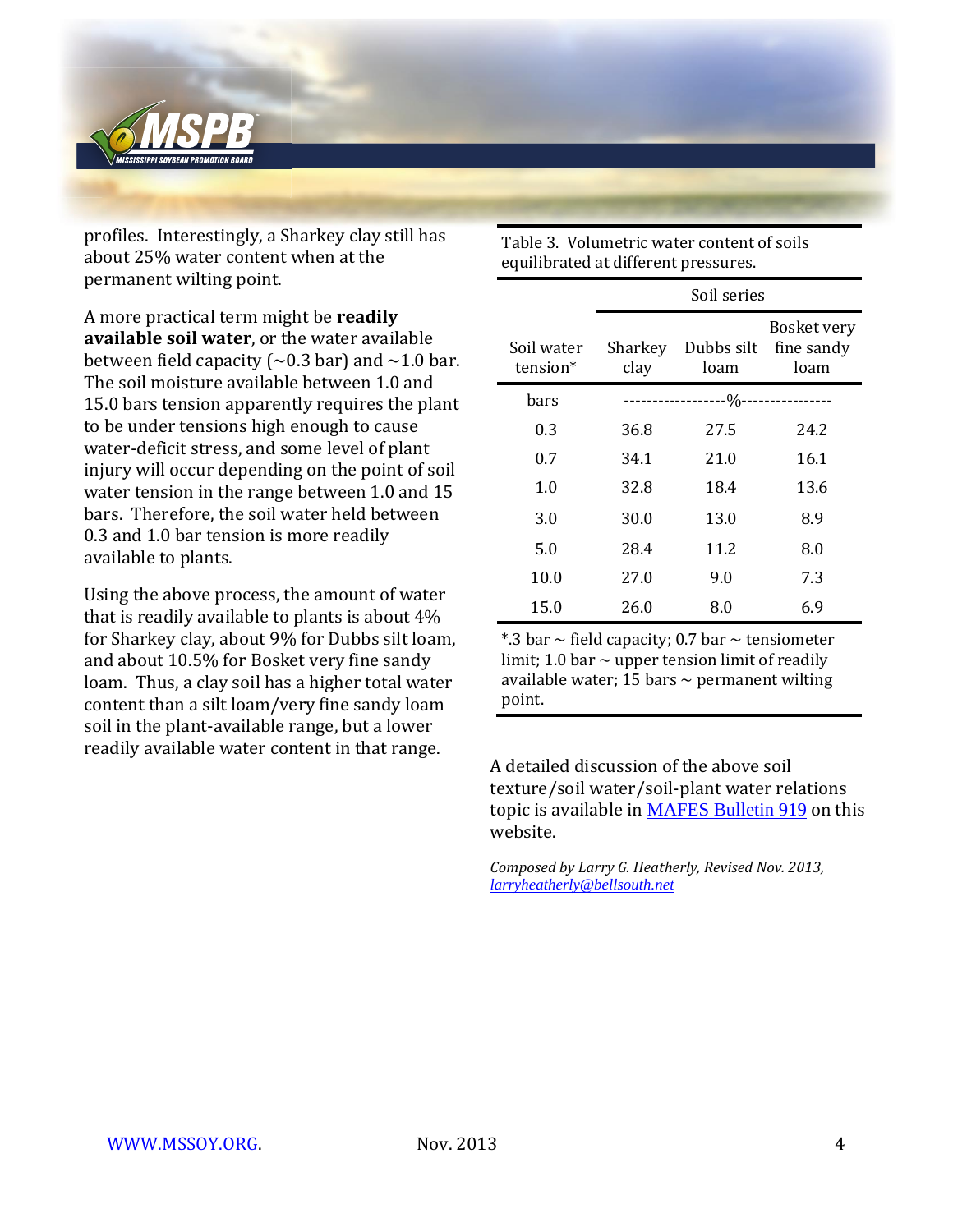profiles. Interestingly, a Sharkey clay still has about 25% water content when at the permanent wilting point.

A more practical term might be **readily available soil water**, or the water available between field capacity (~0.3 bar) and ~1.0 bar. The soil moisture available between 1.0 and 15.0 bars tension apparently requires the plant to be under tensions high enough to cause water-deficit stress, and some level of plant injury will occur depending on the point of soil water tension in the range between 1.0 and 15 bars. Therefore, the soil water held between 0.3 and 1.0 bar tension is more readily available to plants.

Using the above process, the amount of water that is readily available to plants is about 4% for Sharkey clay, about 9% for Dubbs silt loam, and about 10.5% for Bosket very fine sandy loam. Thus, a clay soil has a higher total water content than a silt loam/very fine sandy loam soil in the plant-available range, but a lower readily available water content in that range.

Table 3. Volumetric water content of soils equilibrated at different pressures.

| | Soil series | | |
|---|---|---|---|
| Soil water tension* | Sharkey clay | Dubbs silt loam | Bosket very fine sandy loam |
| bars | -------------------%---------------- | | |
| 0.3 | 36.8 | 27.5 | 24.2 |
| 0.7 | 34.1 | 21.0 | 16.1 |
| 1.0 | 32.8 | 18.4 | 13.6 |
| 3.0 | 30.0 | 13.0 | 8.9 |
| 5.0 | 28.4 | 11.2 | 8.0 |
| 10.0 | 27.0 | 9.0 | 7.3 |
| 15.0 | 26.0 | 8.0 | 6.9 |

*.3 bar ~ field capacity; 0.7 bar ~ tensiometer limit; 1.0 bar ~ upper tension limit of readily available water; 15 bars ~ permanent wilting point.

A detailed discussion of the above soil texture/soil water/soil-plant water relations topic is available in [MAFES Bulletin 919](MAFES Bulletin 919) on this website.

*Composed by Larry G. Heatherly, Revised Nov. 2013, larryheatherly@bellsouth.net*